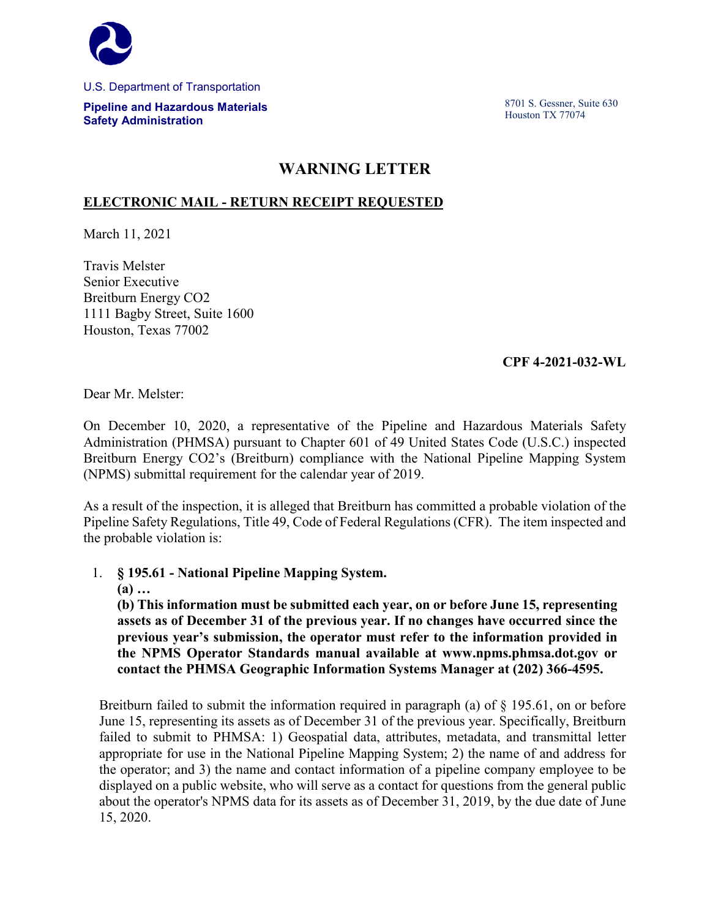U.S. Department of Transportation

**Pipeline and Hazardous Materials Safety Administration**

8701 S. Gessner, Suite 630
Houston TX 77074

# WARNING LETTER

**ELECTRONIC MAIL - RETURN RECEIPT REQUESTED**

March 11, 2021

Travis Melster
Senior Executive
Breitburn Energy CO2
1111 Bagby Street, Suite 1600
Houston, Texas 77002

**CPF 4-2021-032-WL**

Dear Mr. Melster:

On December 10, 2020, a representative of the Pipeline and Hazardous Materials Safety Administration (PHMSA) pursuant to Chapter 601 of 49 United States Code (U.S.C.) inspected Breitburn Energy CO2's (Breitburn) compliance with the National Pipeline Mapping System (NPMS) submittal requirement for the calendar year of 2019.

As a result of the inspection, it is alleged that Breitburn has committed a probable violation of the Pipeline Safety Regulations, Title 49, Code of Federal Regulations (CFR). The item inspected and the probable violation is:

1. **§ 195.61 - National Pipeline Mapping System.**
   **(a) …**
   **(b) This information must be submitted each year, on or before June 15, representing assets as of December 31 of the previous year. If no changes have occurred since the previous year's submission, the operator must refer to the information provided in the NPMS Operator Standards manual available at www.npms.phmsa.dot.gov or contact the PHMSA Geographic Information Systems Manager at (202) 366-4595.**

   Breitburn failed to submit the information required in paragraph (a) of § 195.61, on or before June 15, representing its assets as of December 31 of the previous year. Specifically, Breitburn failed to submit to PHMSA: 1) Geospatial data, attributes, metadata, and transmittal letter appropriate for use in the National Pipeline Mapping System; 2) the name of and address for the operator; and 3) the name and contact information of a pipeline company employee to be displayed on a public website, who will serve as a contact for questions from the general public about the operator's NPMS data for its assets as of December 31, 2019, by the due date of June 15, 2020.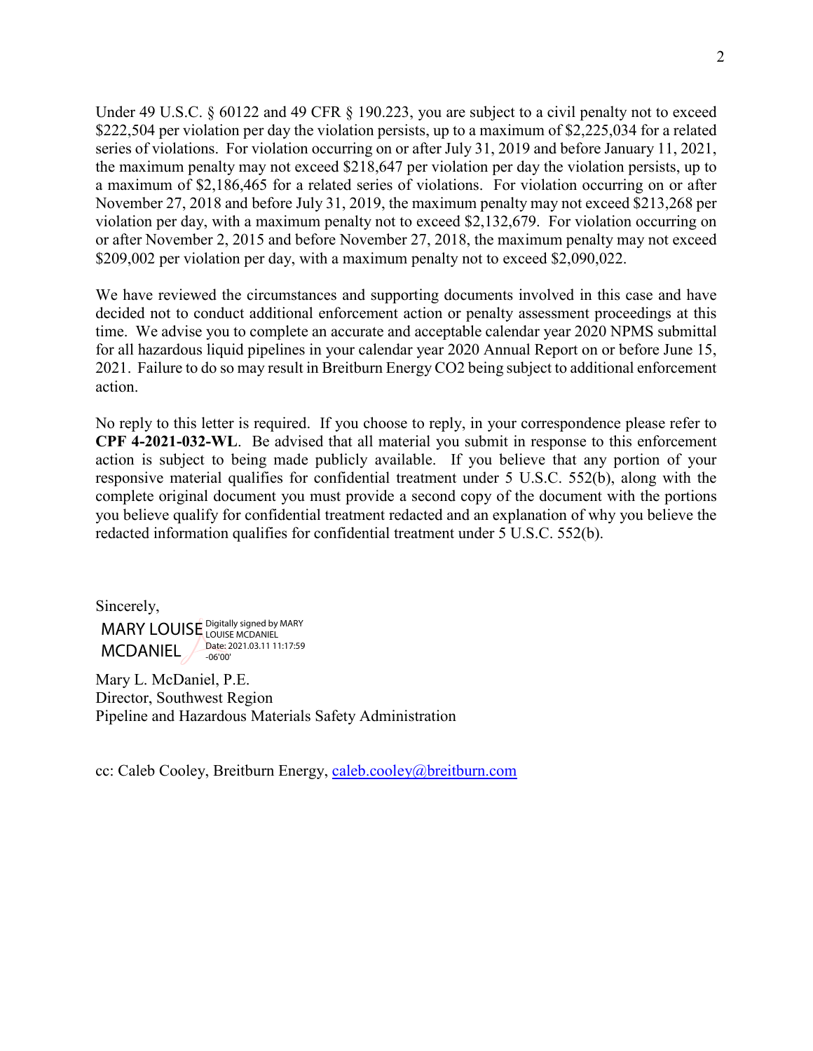Under 49 U.S.C. § 60122 and 49 CFR § 190.223, you are subject to a civil penalty not to exceed $222,504 per violation per day the violation persists, up to a maximum of $2,225,034 for a related series of violations. For violation occurring on or after July 31, 2019 and before January 11, 2021, the maximum penalty may not exceed $218,647 per violation per day the violation persists, up to a maximum of $2,186,465 for a related series of violations. For violation occurring on or after November 27, 2018 and before July 31, 2019, the maximum penalty may not exceed $213,268 per violation per day, with a maximum penalty not to exceed $2,132,679. For violation occurring on or after November 2, 2015 and before November 27, 2018, the maximum penalty may not exceed $209,002 per violation per day, with a maximum penalty not to exceed $2,090,022.

We have reviewed the circumstances and supporting documents involved in this case and have decided not to conduct additional enforcement action or penalty assessment proceedings at this time. We advise you to complete an accurate and acceptable calendar year 2020 NPMS submittal for all hazardous liquid pipelines in your calendar year 2020 Annual Report on or before June 15, 2021. Failure to do so may result in Breitburn Energy CO2 being subject to additional enforcement action.

No reply to this letter is required. If you choose to reply, in your correspondence please refer to **CPF 4-2021-032-WL**. Be advised that all material you submit in response to this enforcement action is subject to being made publicly available. If you believe that any portion of your responsive material qualifies for confidential treatment under 5 U.S.C. 552(b), along with the complete original document you must provide a second copy of the document with the portions you believe qualify for confidential treatment redacted and an explanation of why you believe the redacted information qualifies for confidential treatment under 5 U.S.C. 552(b).

Sincerely,

MARY LOUISE MCDANIEL
Digitally signed by MARY LOUISE MCDANIEL
Date: 2021.03.11 11:17:59 -06'00'

Mary L. McDaniel, P.E.
Director, Southwest Region
Pipeline and Hazardous Materials Safety Administration

cc: Caleb Cooley, Breitburn Energy, caleb.cooley@breitburn.com